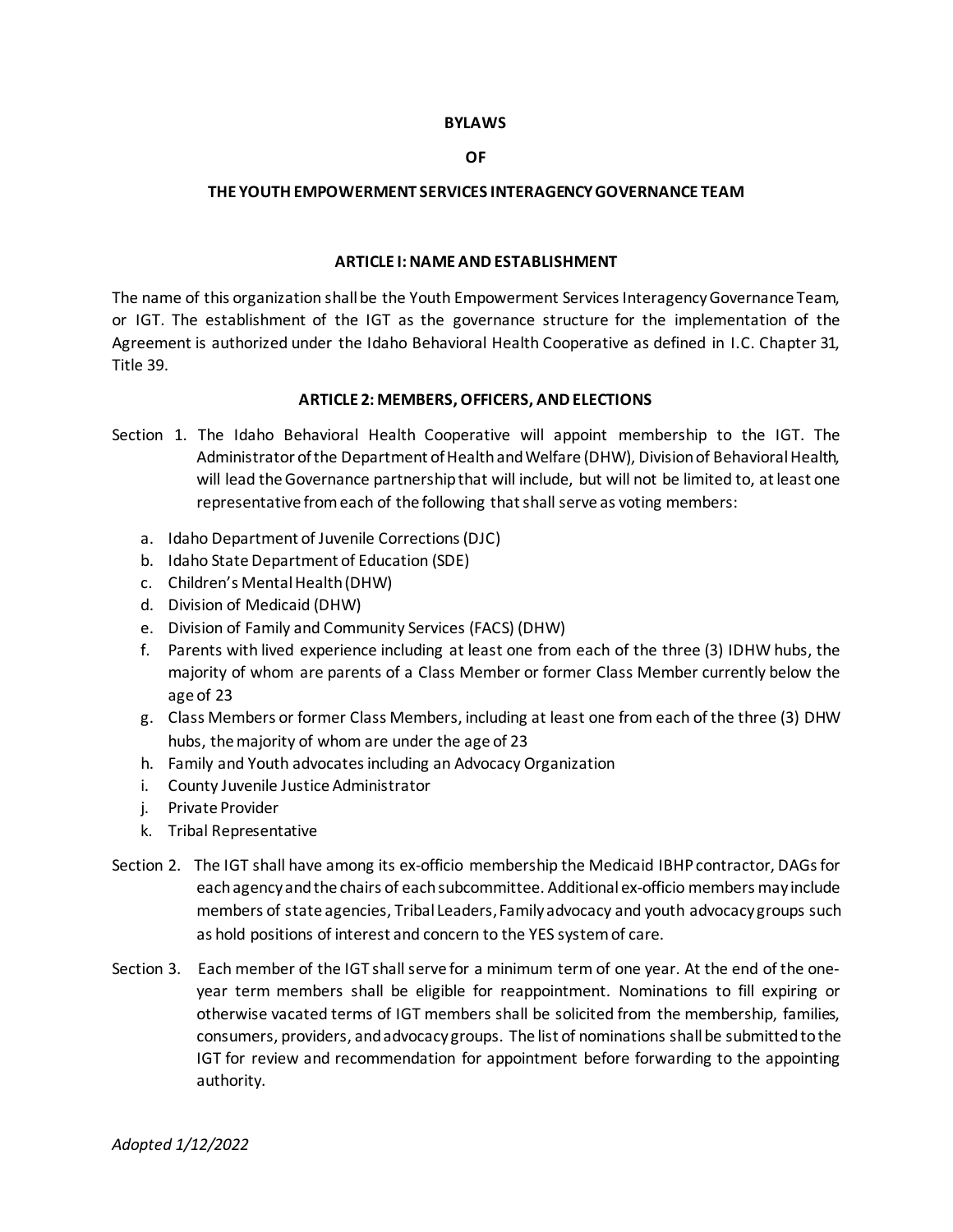**BYLAWS**

**OF**

**THE YOUTH EMPOWERMENT SERVICES INTERAGENCY GOVERNANCE TEAM**

**ARTICLE I: NAME AND ESTABLISHMENT**

The name of this organization shall be the Youth Empowerment Services Interagency Governance Team, or IGT. The establishment of the IGT as the governance structure for the implementation of the Agreement is authorized under the Idaho Behavioral Health Cooperative as defined in I.C. Chapter 31, Title 39.

**ARTICLE 2: MEMBERS, OFFICERS, AND ELECTIONS**

Section 1. The Idaho Behavioral Health Cooperative will appoint membership to the IGT. The Administrator of the Department of Health and Welfare (DHW), Division of Behavioral Health, will lead the Governance partnership that will include, but will not be limited to, at least one representative from each of the following that shall serve as voting members:

a. Idaho Department of Juvenile Corrections (DJC)
b. Idaho State Department of Education (SDE)
c. Children's Mental Health (DHW)
d. Division of Medicaid (DHW)
e. Division of Family and Community Services (FACS) (DHW)
f. Parents with lived experience including at least one from each of the three (3) IDHW hubs, the majority of whom are parents of a Class Member or former Class Member currently below the age of 23
g. Class Members or former Class Members, including at least one from each of the three (3) DHW hubs, the majority of whom are under the age of 23
h. Family and Youth advocates including an Advocacy Organization
i. County Juvenile Justice Administrator
j. Private Provider
k. Tribal Representative

Section 2. The IGT shall have among its ex-officio membership the Medicaid IBHP contractor, DAGs for each agency and the chairs of each subcommittee. Additional ex-officio members may include members of state agencies, Tribal Leaders, Family advocacy and youth advocacy groups such as hold positions of interest and concern to the YES system of care.

Section 3. Each member of the IGT shall serve for a minimum term of one year. At the end of the one-year term members shall be eligible for reappointment. Nominations to fill expiring or otherwise vacated terms of IGT members shall be solicited from the membership, families, consumers, providers, and advocacy groups. The list of nominations shall be submitted to the IGT for review and recommendation for appointment before forwarding to the appointing authority.

*Adopted 1/12/2022*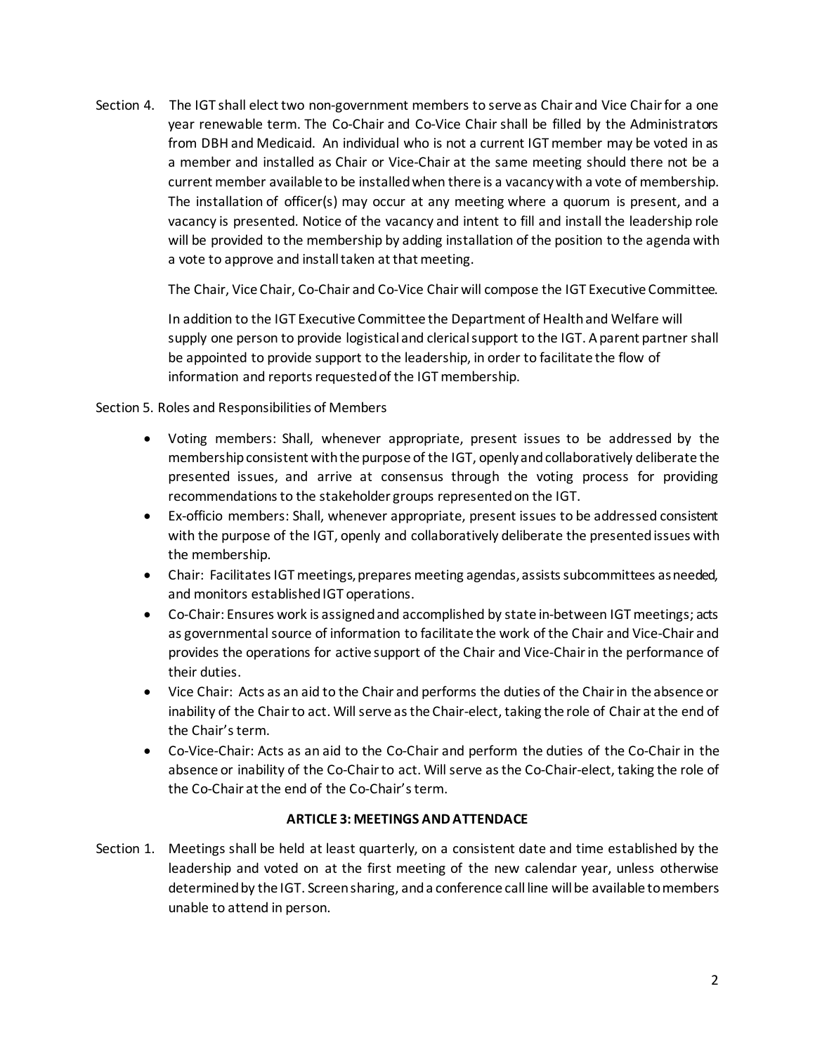Section 4. The IGT shall elect two non-government members to serve as Chair and Vice Chair for a one year renewable term. The Co-Chair and Co-Vice Chair shall be filled by the Administrators from DBH and Medicaid. An individual who is not a current IGT member may be voted in as a member and installed as Chair or Vice-Chair at the same meeting should there not be a current member available to be installed when there is a vacancy with a vote of membership. The installation of officer(s) may occur at any meeting where a quorum is present, and a vacancy is presented. Notice of the vacancy and intent to fill and install the leadership role will be provided to the membership by adding installation of the position to the agenda with a vote to approve and install taken at that meeting.

The Chair, Vice Chair, Co-Chair and Co-Vice Chair will compose the IGT Executive Committee.

In addition to the IGT Executive Committee the Department of Health and Welfare will supply one person to provide logistical and clerical support to the IGT. A parent partner shall be appointed to provide support to the leadership, in order to facilitate the flow of information and reports requested of the IGT membership.

Section 5. Roles and Responsibilities of Members

- Voting members: Shall, whenever appropriate, present issues to be addressed by the membership consistent with the purpose of the IGT, openly and collaboratively deliberate the presented issues, and arrive at consensus through the voting process for providing recommendations to the stakeholder groups represented on the IGT.
- Ex-officio members: Shall, whenever appropriate, present issues to be addressed consistent with the purpose of the IGT, openly and collaboratively deliberate the presented issues with the membership.
- Chair: Facilitates IGT meetings, prepares meeting agendas, assists subcommittees as needed, and monitors established IGT operations.
- Co-Chair: Ensures work is assigned and accomplished by state in-between IGT meetings; acts as governmental source of information to facilitate the work of the Chair and Vice-Chair and provides the operations for active support of the Chair and Vice-Chair in the performance of their duties.
- Vice Chair: Acts as an aid to the Chair and performs the duties of the Chair in the absence or inability of the Chair to act. Will serve as the Chair-elect, taking the role of Chair at the end of the Chair's term.
- Co-Vice-Chair: Acts as an aid to the Co-Chair and perform the duties of the Co-Chair in the absence or inability of the Co-Chair to act. Will serve as the Co-Chair-elect, taking the role of the Co-Chair at the end of the Co-Chair's term.

## ARTICLE 3: MEETINGS AND ATTENDACE

Section 1. Meetings shall be held at least quarterly, on a consistent date and time established by the leadership and voted on at the first meeting of the new calendar year, unless otherwise determined by the IGT. Screen sharing, and a conference call line will be available to members unable to attend in person.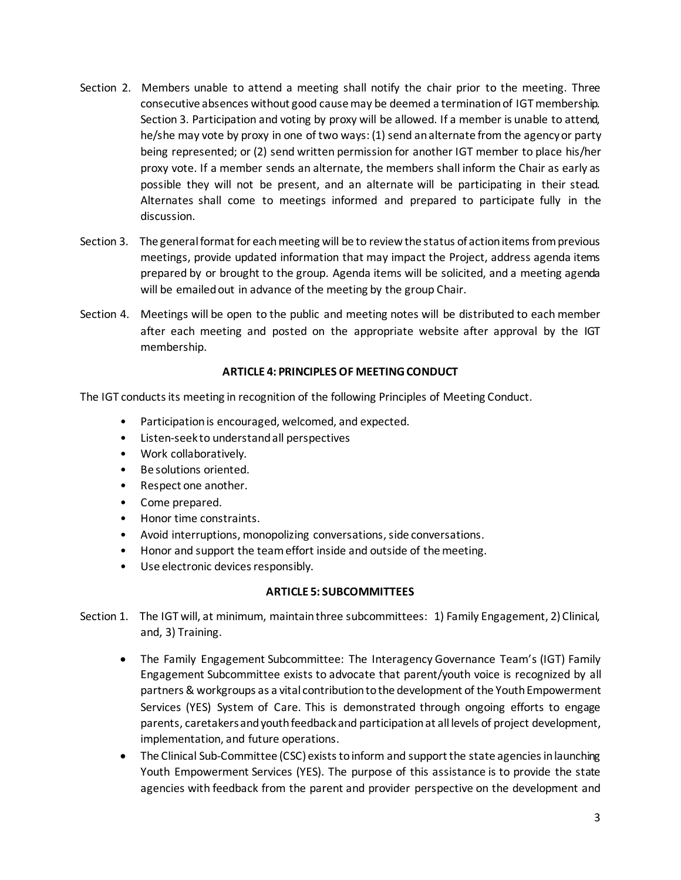Section 2. Members unable to attend a meeting shall notify the chair prior to the meeting. Three consecutive absences without good cause may be deemed a termination of IGT membership. Section 3. Participation and voting by proxy will be allowed. If a member is unable to attend, he/she may vote by proxy in one of two ways: (1) send an alternate from the agency or party being represented; or (2) send written permission for another IGT member to place his/her proxy vote. If a member sends an alternate, the members shall inform the Chair as early as possible they will not be present, and an alternate will be participating in their stead. Alternates shall come to meetings informed and prepared to participate fully in the discussion.

Section 3. The general format for each meeting will be to review the status of action items from previous meetings, provide updated information that may impact the Project, address agenda items prepared by or brought to the group. Agenda items will be solicited, and a meeting agenda will be emailed out in advance of the meeting by the group Chair.

Section 4. Meetings will be open to the public and meeting notes will be distributed to each member after each meeting and posted on the appropriate website after approval by the IGT membership.

**ARTICLE 4: PRINCIPLES OF MEETING CONDUCT**

The IGT conducts its meeting in recognition of the following Principles of Meeting Conduct.

- Participation is encouraged, welcomed, and expected.
- Listen-seek to understand all perspectives
- Work collaboratively.
- Be solutions oriented.
- Respect one another.
- Come prepared.
- Honor time constraints.
- Avoid interruptions, monopolizing conversations, side conversations.
- Honor and support the team effort inside and outside of the meeting.
- Use electronic devices responsibly.

**ARTICLE 5: SUBCOMMITTEES**

Section 1. The IGT will, at minimum, maintain three subcommittees: 1) Family Engagement, 2) Clinical, and, 3) Training.

- The Family Engagement Subcommittee: The Interagency Governance Team's (IGT) Family Engagement Subcommittee exists to advocate that parent/youth voice is recognized by all partners & workgroups as a vital contribution to the development of the Youth Empowerment Services (YES) System of Care. This is demonstrated through ongoing efforts to engage parents, caretakers and youth feedback and participation at all levels of project development, implementation, and future operations.
- The Clinical Sub-Committee (CSC) exists to inform and support the state agencies in launching Youth Empowerment Services (YES). The purpose of this assistance is to provide the state agencies with feedback from the parent and provider perspective on the development and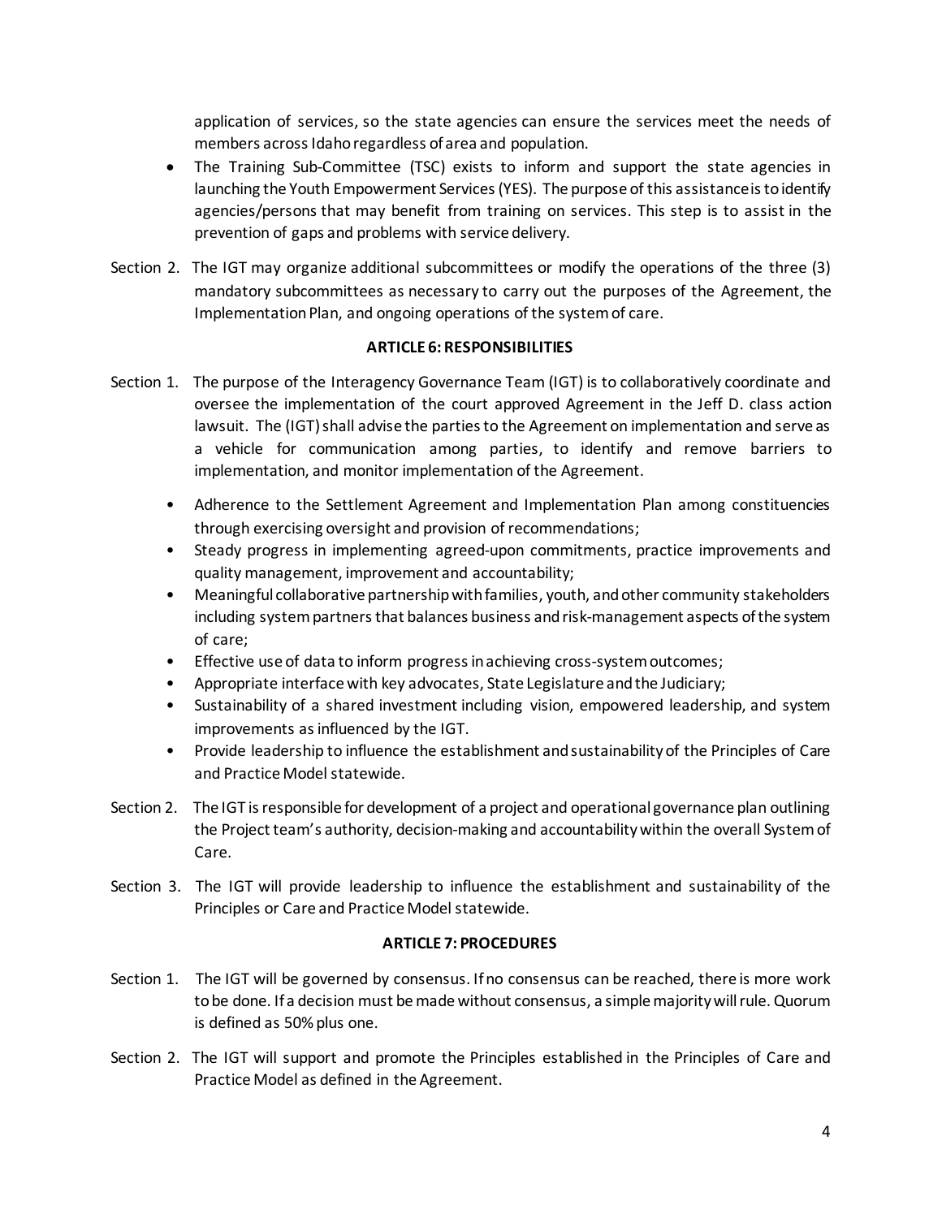application of services, so the state agencies can ensure the services meet the needs of members across Idaho regardless of area and population.

- The Training Sub-Committee (TSC) exists to inform and support the state agencies in launching the Youth Empowerment Services (YES). The purpose of this assistance is to identify agencies/persons that may benefit from training on services. This step is to assist in the prevention of gaps and problems with service delivery.

Section 2. The IGT may organize additional subcommittees or modify the operations of the three (3) mandatory subcommittees as necessary to carry out the purposes of the Agreement, the Implementation Plan, and ongoing operations of the system of care.

**ARTICLE 6: RESPONSIBILITIES**

Section 1. The purpose of the Interagency Governance Team (IGT) is to collaboratively coordinate and oversee the implementation of the court approved Agreement in the Jeff D. class action lawsuit. The (IGT) shall advise the parties to the Agreement on implementation and serve as a vehicle for communication among parties, to identify and remove barriers to implementation, and monitor implementation of the Agreement.

- Adherence to the Settlement Agreement and Implementation Plan among constituencies through exercising oversight and provision of recommendations;
- Steady progress in implementing agreed-upon commitments, practice improvements and quality management, improvement and accountability;
- Meaningful collaborative partnership with families, youth, and other community stakeholders including system partners that balances business and risk-management aspects of the system of care;
- Effective use of data to inform progress in achieving cross-system outcomes;
- Appropriate interface with key advocates, State Legislature and the Judiciary;
- Sustainability of a shared investment including vision, empowered leadership, and system improvements as influenced by the IGT.
- Provide leadership to influence the establishment and sustainability of the Principles of Care and Practice Model statewide.

Section 2. The IGT is responsible for development of a project and operational governance plan outlining the Project team's authority, decision-making and accountability within the overall System of Care.

Section 3. The IGT will provide leadership to influence the establishment and sustainability of the Principles or Care and Practice Model statewide.

**ARTICLE 7: PROCEDURES**

Section 1. The IGT will be governed by consensus. If no consensus can be reached, there is more work to be done. If a decision must be made without consensus, a simple majority will rule. Quorum is defined as 50% plus one.

Section 2. The IGT will support and promote the Principles established in the Principles of Care and Practice Model as defined in the Agreement.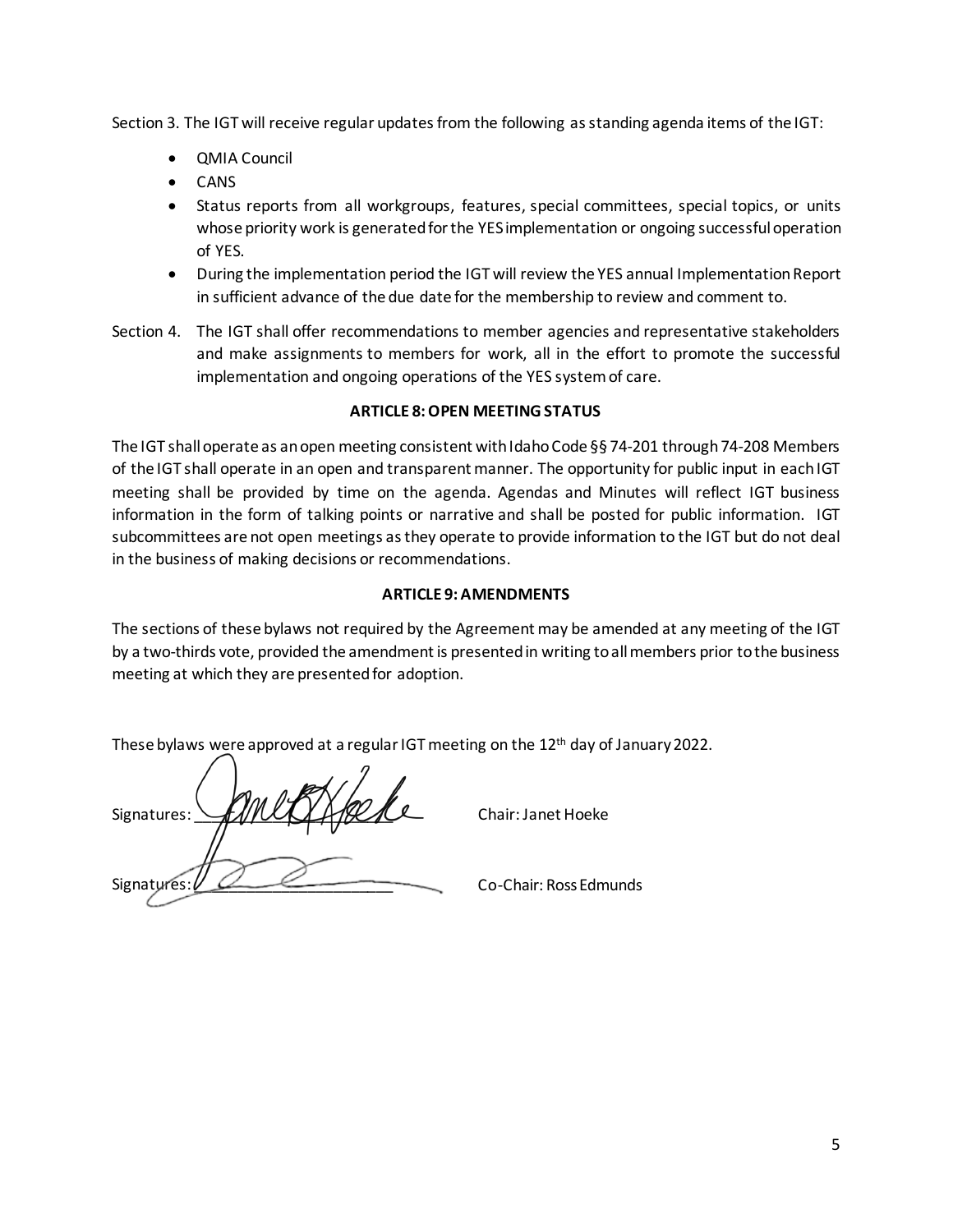Section 3. The IGT will receive regular updates from the following as standing agenda items of the IGT:

- QMIA Council
- CANS
- Status reports from all workgroups, features, special committees, special topics, or units whose priority work is generated for the YES implementation or ongoing successful operation of YES.
- During the implementation period the IGT will review the YES annual Implementation Report in sufficient advance of the due date for the membership to review and comment to.

Section 4. The IGT shall offer recommendations to member agencies and representative stakeholders and make assignments to members for work, all in the effort to promote the successful implementation and ongoing operations of the YES system of care.

**ARTICLE 8: OPEN MEETING STATUS**

The IGT shall operate as an open meeting consistent with Idaho Code §§ 74-201 through 74-208 Members of the IGT shall operate in an open and transparent manner. The opportunity for public input in each IGT meeting shall be provided by time on the agenda. Agendas and Minutes will reflect IGT business information in the form of talking points or narrative and shall be posted for public information. IGT subcommittees are not open meetings as they operate to provide information to the IGT but do not deal in the business of making decisions or recommendations.

**ARTICLE 9: AMENDMENTS**

The sections of these bylaws not required by the Agreement may be amended at any meeting of the IGT by a two-thirds vote, provided the amendment is presented in writing to all members prior to the business meeting at which they are presented for adoption.

These bylaws were approved at a regular IGT meeting on the 12th day of January 2022.

Signatures: ______________________ Chair: Janet Hoeke

Signatures: ______________________ Co-Chair: Ross Edmunds